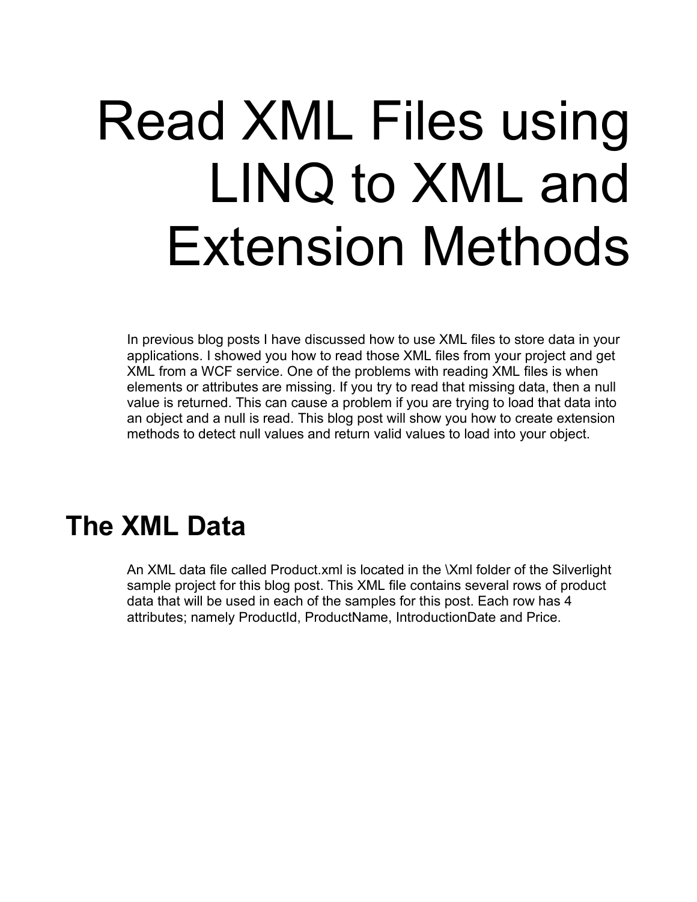# Read XML Files using LINQ to XML and Extension Methods

In previous blog posts I have discussed how to use XML files to store data in your applications. I showed you how to read those XML files from your project and get XML from a WCF service. One of the problems with reading XML files is when elements or attributes are missing. If you try to read that missing data, then a null value is returned. This can cause a problem if you are trying to load that data into an object and a null is read. This blog post will show you how to create extension methods to detect null values and return valid values to load into your object.

## The XML Data

An XML data file called Product.xml is located in the \Xml folder of the Silverlight sample project for this blog post. This XML file contains several rows of product data that will be used in each of the samples for this post. Each row has 4 attributes; namely ProductId, ProductName, IntroductionDate and Price.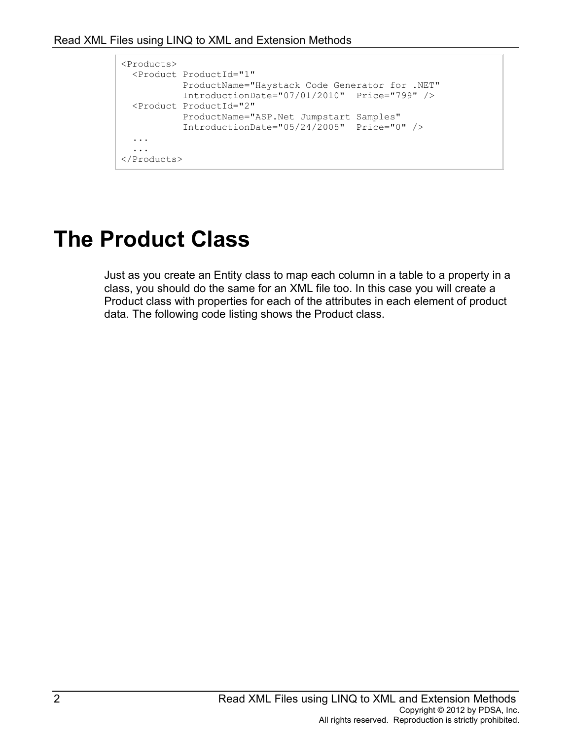```
<Products>
  <Product ProductId="1"
           ProductName="Haystack Code Generator for .NET"
           IntroductionDate="07/01/2010"  Price="799" />
  <Product ProductId="2"
           ProductName="ASP.Net Jumpstart Samples"
           IntroductionDate="05/24/2005"  Price="0" />
  ...
  ...
</Products>
```

# The Product Class

Just as you create an Entity class to map each column in a table to a property in a class, you should do the same for an XML file too. In this case you will create a Product class with properties for each of the attributes in each element of product data. The following code listing shows the Product class.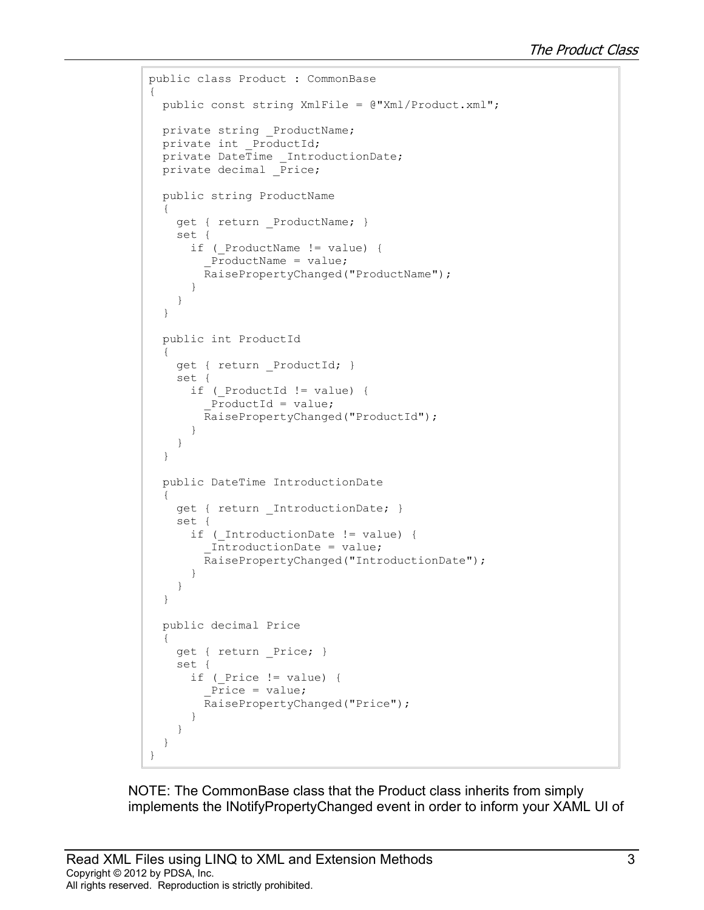```
public class Product : CommonBase
{
  public const string XmlFile = @"Xml/Product.xml";

  private string _ProductName;
  private int _ProductId;
  private DateTime _IntroductionDate;
  private decimal _Price;

  public string ProductName
  {
    get { return _ProductName; }
    set {
      if (_ProductName != value) {
        _ProductName = value;
        RaisePropertyChanged("ProductName");
      }
    }
  }

  public int ProductId
  {
    get { return _ProductId; }
    set {
      if (_ProductId != value) {
        _ProductId = value;
        RaisePropertyChanged("ProductId");
      }
    }
  }

  public DateTime IntroductionDate
  {
    get { return _IntroductionDate; }
    set {
      if (_IntroductionDate != value) {
        _IntroductionDate = value;
        RaisePropertyChanged("IntroductionDate");
      }
    }
  }

  public decimal Price
  {
    get { return _Price; }
    set {
      if (_Price != value) {
        _Price = value;
        RaisePropertyChanged("Price");
      }
    }
  }
}
```

NOTE: The CommonBase class that the Product class inherits from simply implements the INotifyPropertyChanged event in order to inform your XAML UI of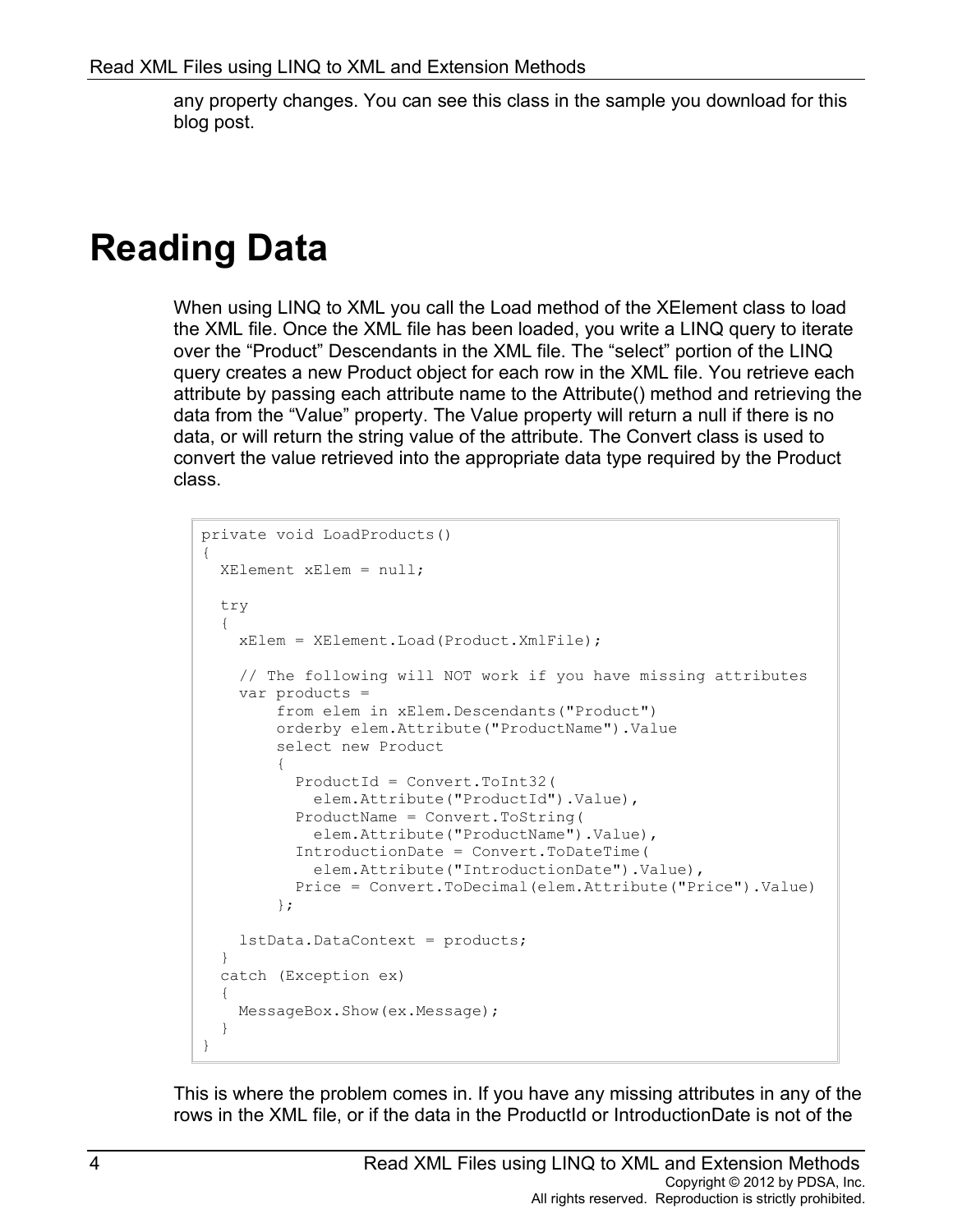any property changes. You can see this class in the sample you download for this blog post.

# Reading Data

When using LINQ to XML you call the Load method of the XElement class to load the XML file. Once the XML file has been loaded, you write a LINQ query to iterate over the “Product” Descendants in the XML file. The “select” portion of the LINQ query creates a new Product object for each row in the XML file. You retrieve each attribute by passing each attribute name to the Attribute() method and retrieving the data from the “Value” property. The Value property will return a null if there is no data, or will return the string value of the attribute. The Convert class is used to convert the value retrieved into the appropriate data type required by the Product class.

```
private void LoadProducts()
{
  XElement xElem = null;

  try
  {
    xElem = XElement.Load(Product.XmlFile);

    // The following will NOT work if you have missing attributes
    var products =
        from elem in xElem.Descendants("Product")
        orderby elem.Attribute("ProductName").Value
        select new Product
        {
          ProductId = Convert.ToInt32(
            elem.Attribute("ProductId").Value),
          ProductName = Convert.ToString(
            elem.Attribute("ProductName").Value),
          IntroductionDate = Convert.ToDateTime(
            elem.Attribute("IntroductionDate").Value),
          Price = Convert.ToDecimal(elem.Attribute("Price").Value)
        };

    lstData.DataContext = products;
  }
  catch (Exception ex)
  {
    MessageBox.Show(ex.Message);
  }
}
```

This is where the problem comes in. If you have any missing attributes in any of the rows in the XML file, or if the data in the ProductId or IntroductionDate is not of the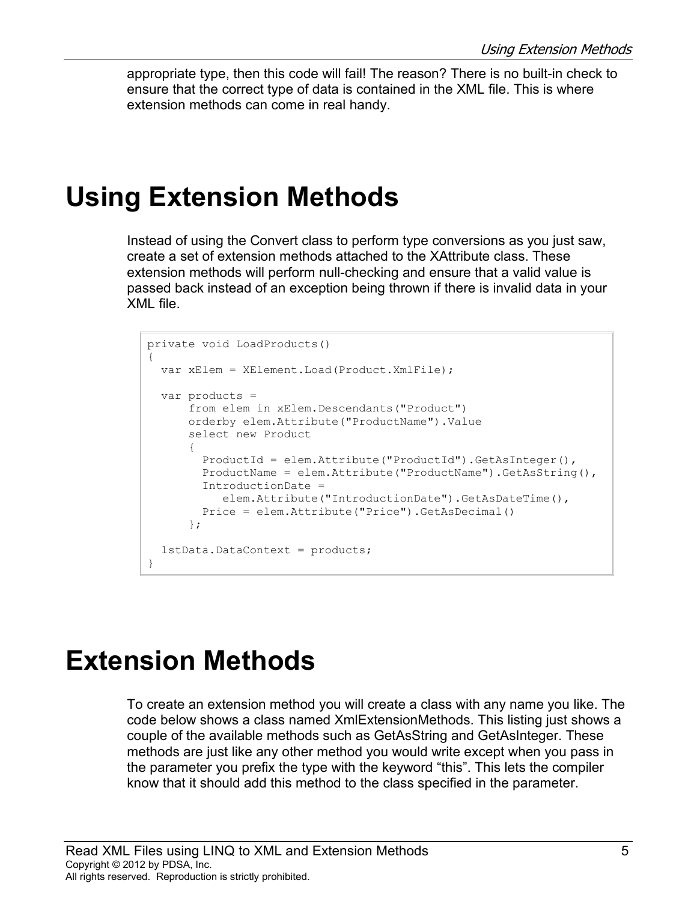appropriate type, then this code will fail! The reason? There is no built-in check to ensure that the correct type of data is contained in the XML file. This is where extension methods can come in real handy.

# Using Extension Methods

Instead of using the Convert class to perform type conversions as you just saw, create a set of extension methods attached to the XAttribute class. These extension methods will perform null-checking and ensure that a valid value is passed back instead of an exception being thrown if there is invalid data in your XML file.

```
private void LoadProducts()
{
  var xElem = XElement.Load(Product.XmlFile);

  var products =
      from elem in xElem.Descendants("Product")
      orderby elem.Attribute("ProductName").Value
      select new Product
      {
        ProductId = elem.Attribute("ProductId").GetAsInteger(),
        ProductName = elem.Attribute("ProductName").GetAsString(),
        IntroductionDate =
           elem.Attribute("IntroductionDate").GetAsDateTime(),
        Price = elem.Attribute("Price").GetAsDecimal()
      };

  lstData.DataContext = products;
}
```

# Extension Methods

To create an extension method you will create a class with any name you like. The code below shows a class named XmlExtensionMethods. This listing just shows a couple of the available methods such as GetAsString and GetAsInteger. These methods are just like any other method you would write except when you pass in the parameter you prefix the type with the keyword “this”. This lets the compiler know that it should add this method to the class specified in the parameter.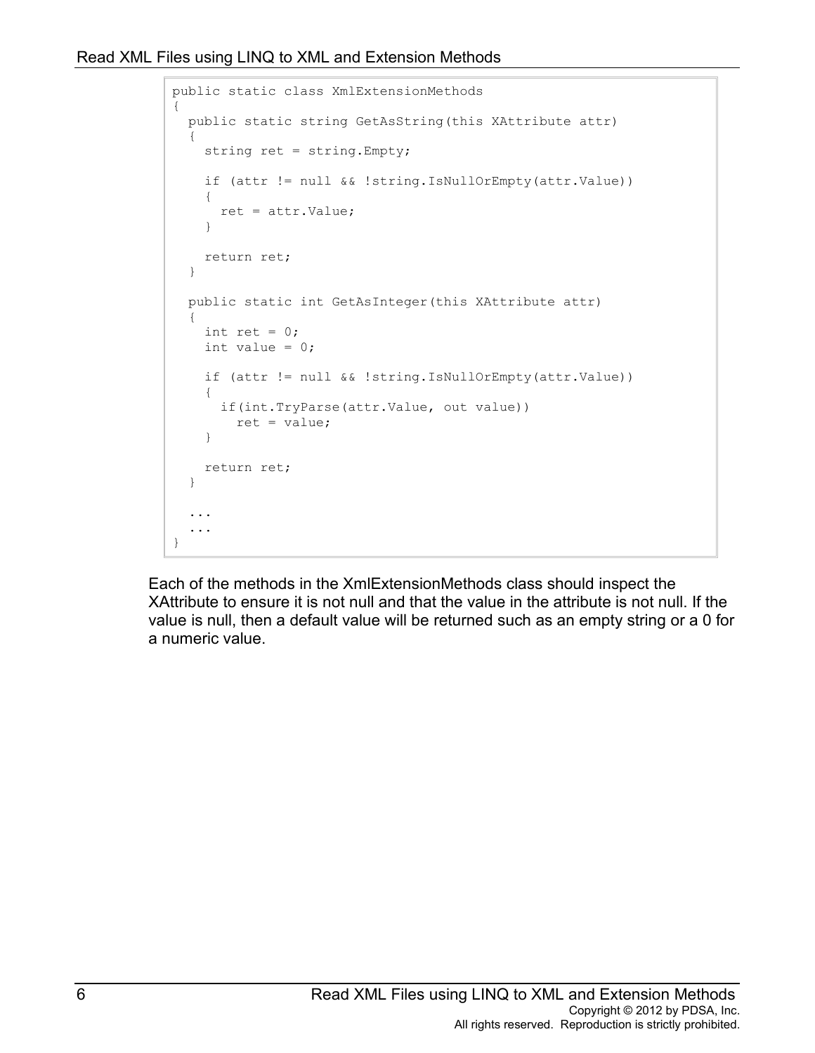```
public static class XmlExtensionMethods
{
  public static string GetAsString(this XAttribute attr)
  {
    string ret = string.Empty;

    if (attr != null && !string.IsNullOrEmpty(attr.Value))
    {
      ret = attr.Value;
    }

    return ret;
  }

  public static int GetAsInteger(this XAttribute attr)
  {
    int ret = 0;
    int value = 0;

    if (attr != null && !string.IsNullOrEmpty(attr.Value))
    {
      if(int.TryParse(attr.Value, out value))
        ret = value;
    }

    return ret;
  }

  ...
  ...
}
```

Each of the methods in the XmlExtensionMethods class should inspect the XAttribute to ensure it is not null and that the value in the attribute is not null. If the value is null, then a default value will be returned such as an empty string or a 0 for a numeric value.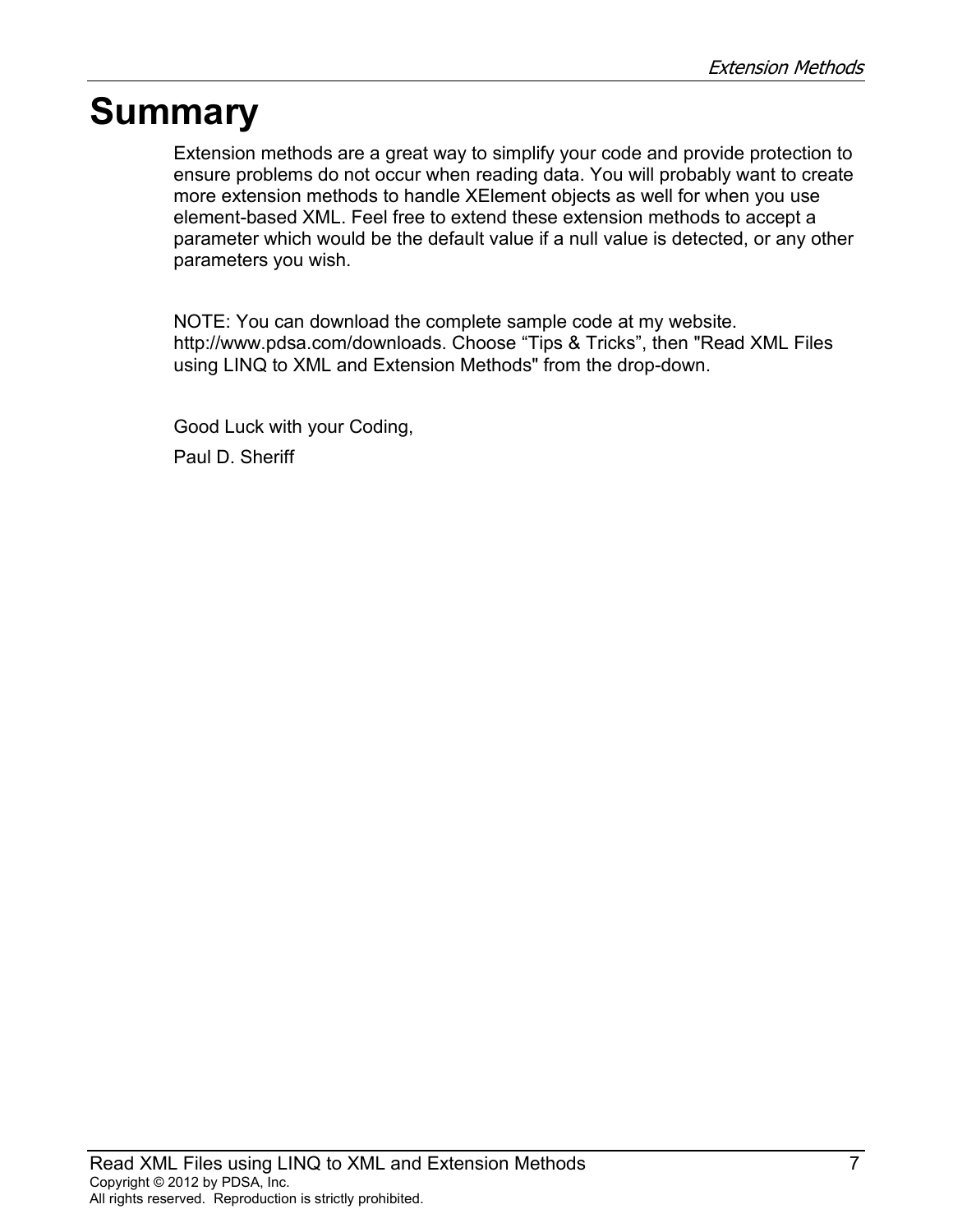# Summary

Extension methods are a great way to simplify your code and provide protection to ensure problems do not occur when reading data. You will probably want to create more extension methods to handle XElement objects as well for when you use element-based XML. Feel free to extend these extension methods to accept a parameter which would be the default value if a null value is detected, or any other parameters you wish.

NOTE: You can download the complete sample code at my website. http://www.pdsa.com/downloads. Choose “Tips & Tricks”, then "Read XML Files using LINQ to XML and Extension Methods" from the drop-down.

Good Luck with your Coding,

Paul D. Sheriff